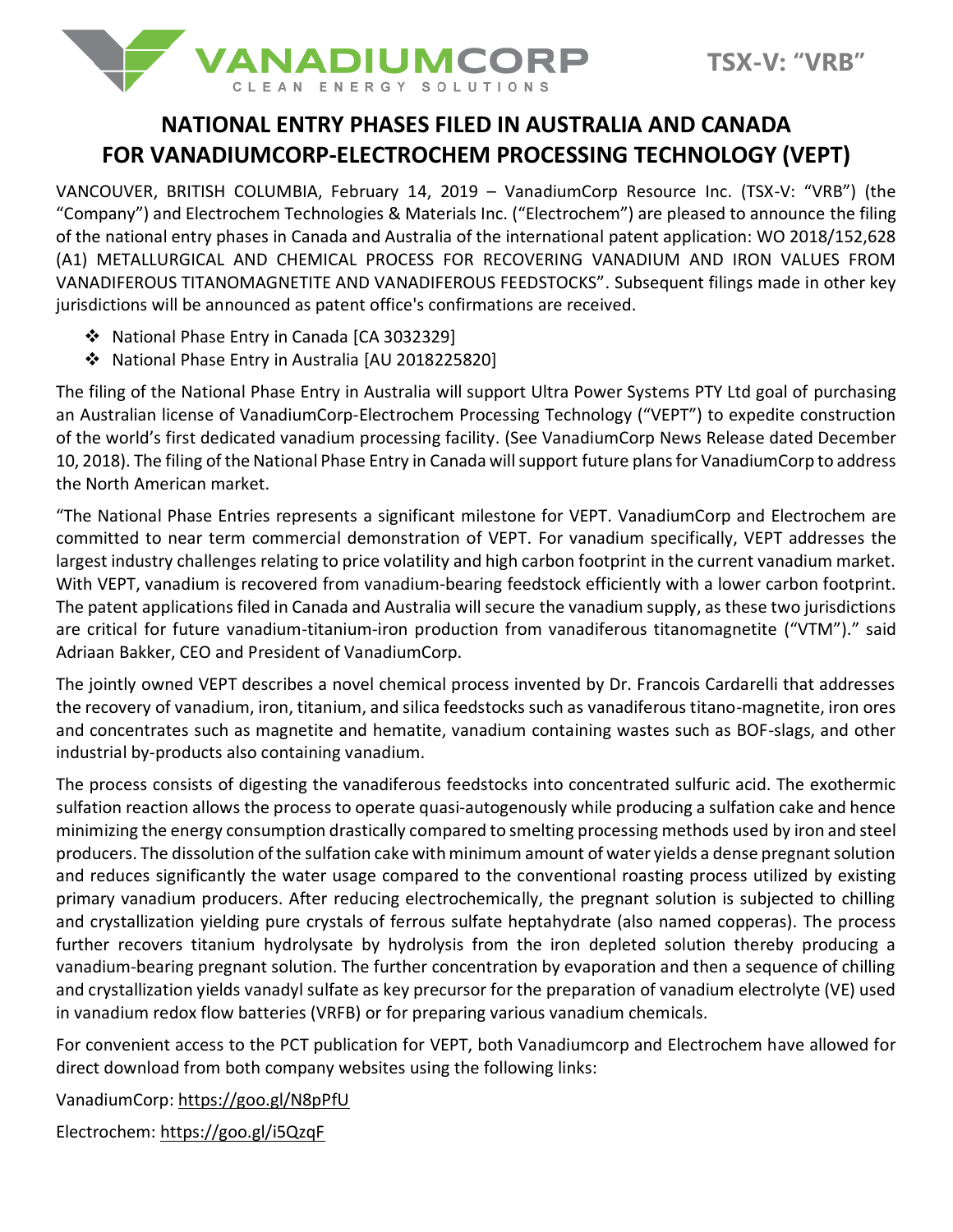VANADIUMCORP CLEAN ENERGY SOLUTIONS

TSX-V: "VRB"

# NATIONAL ENTRY PHASES FILED IN AUSTRALIA AND CANADA FOR VANADIUMCORP-ELECTROCHEM PROCESSING TECHNOLOGY (VEPT)

VANCOUVER, BRITISH COLUMBIA, February 14, 2019 – VanadiumCorp Resource Inc. (TSX-V: "VRB") (the "Company") and Electrochem Technologies & Materials Inc. ("Electrochem") are pleased to announce the filing of the national entry phases in Canada and Australia of the international patent application: WO 2018/152,628 (A1) METALLURGICAL AND CHEMICAL PROCESS FOR RECOVERING VANADIUM AND IRON VALUES FROM VANADIFEROUS TITANOMAGNETITE AND VANADIFEROUS FEEDSTOCKS". Subsequent filings made in other key jurisdictions will be announced as patent office's confirmations are received.

- National Phase Entry in Canada [CA 3032329]
- National Phase Entry in Australia [AU 2018225820]

The filing of the National Phase Entry in Australia will support Ultra Power Systems PTY Ltd goal of purchasing an Australian license of VanadiumCorp-Electrochem Processing Technology ("VEPT") to expedite construction of the world's first dedicated vanadium processing facility. (See VanadiumCorp News Release dated December 10, 2018). The filing of the National Phase Entry in Canada will support future plans for VanadiumCorp to address the North American market.

"The National Phase Entries represents a significant milestone for VEPT. VanadiumCorp and Electrochem are committed to near term commercial demonstration of VEPT. For vanadium specifically, VEPT addresses the largest industry challenges relating to price volatility and high carbon footprint in the current vanadium market. With VEPT, vanadium is recovered from vanadium-bearing feedstock efficiently with a lower carbon footprint. The patent applications filed in Canada and Australia will secure the vanadium supply, as these two jurisdictions are critical for future vanadium-titanium-iron production from vanadiferous titanomagnetite ("VTM")." said Adriaan Bakker, CEO and President of VanadiumCorp.

The jointly owned VEPT describes a novel chemical process invented by Dr. Francois Cardarelli that addresses the recovery of vanadium, iron, titanium, and silica feedstocks such as vanadiferous titano-magnetite, iron ores and concentrates such as magnetite and hematite, vanadium containing wastes such as BOF-slags, and other industrial by-products also containing vanadium.

The process consists of digesting the vanadiferous feedstocks into concentrated sulfuric acid. The exothermic sulfation reaction allows the process to operate quasi-autogenously while producing a sulfation cake and hence minimizing the energy consumption drastically compared to smelting processing methods used by iron and steel producers. The dissolution of the sulfation cake with minimum amount of water yields a dense pregnant solution and reduces significantly the water usage compared to the conventional roasting process utilized by existing primary vanadium producers. After reducing electrochemically, the pregnant solution is subjected to chilling and crystallization yielding pure crystals of ferrous sulfate heptahydrate (also named copperas). The process further recovers titanium hydrolysate by hydrolysis from the iron depleted solution thereby producing a vanadium-bearing pregnant solution. The further concentration by evaporation and then a sequence of chilling and crystallization yields vanadyl sulfate as key precursor for the preparation of vanadium electrolyte (VE) used in vanadium redox flow batteries (VRFB) or for preparing various vanadium chemicals.

For convenient access to the PCT publication for VEPT, both Vanadiumcorp and Electrochem have allowed for direct download from both company websites using the following links:

VanadiumCorp: https://goo.gl/N8pPfU

Electrochem: https://goo.gl/i5QzqF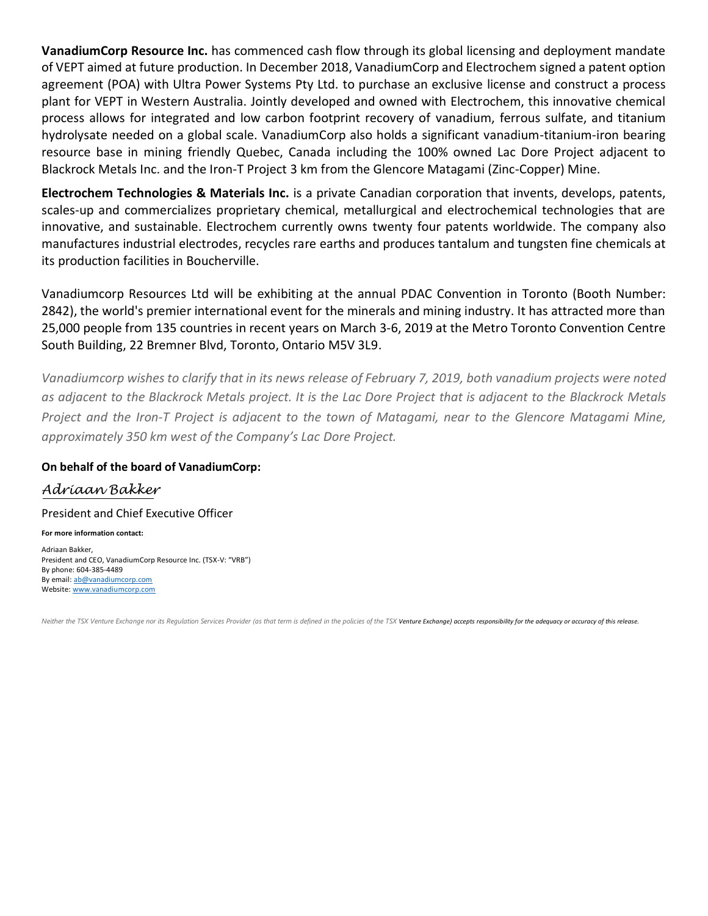**VanadiumCorp Resource Inc.** has commenced cash flow through its global licensing and deployment mandate of VEPT aimed at future production. In December 2018, VanadiumCorp and Electrochem signed a patent option agreement (POA) with Ultra Power Systems Pty Ltd. to purchase an exclusive license and construct a process plant for VEPT in Western Australia. Jointly developed and owned with Electrochem, this innovative chemical process allows for integrated and low carbon footprint recovery of vanadium, ferrous sulfate, and titanium hydrolysate needed on a global scale. VanadiumCorp also holds a significant vanadium-titanium-iron bearing resource base in mining friendly Quebec, Canada including the 100% owned Lac Dore Project adjacent to Blackrock Metals Inc. and the Iron-T Project 3 km from the Glencore Matagami (Zinc-Copper) Mine.

**Electrochem Technologies & Materials Inc.** is a private Canadian corporation that invents, develops, patents, scales-up and commercializes proprietary chemical, metallurgical and electrochemical technologies that are innovative, and sustainable. Electrochem currently owns twenty four patents worldwide. The company also manufactures industrial electrodes, recycles rare earths and produces tantalum and tungsten fine chemicals at its production facilities in Boucherville.

Vanadiumcorp Resources Ltd will be exhibiting at the annual PDAC Convention in Toronto (Booth Number: 2842), the world's premier international event for the minerals and mining industry. It has attracted more than 25,000 people from 135 countries in recent years on March 3-6, 2019 at the Metro Toronto Convention Centre South Building, 22 Bremner Blvd, Toronto, Ontario M5V 3L9.

*Vanadiumcorp wishes to clarify that in its news release of February 7, 2019, both vanadium projects were noted as adjacent to the Blackrock Metals project. It is the Lac Dore Project that is adjacent to the Blackrock Metals Project and the Iron-T Project is adjacent to the town of Matagami, near to the Glencore Matagami Mine, approximately 350 km west of the Company's Lac Dore Project.*

**On behalf of the board of VanadiumCorp:**

*Adriaan Bakker*

President and Chief Executive Officer

**For more information contact:**

Adriaan Bakker,
President and CEO, VanadiumCorp Resource Inc. (TSX-V: "VRB")
By phone: 604-385-4489
By email: ab@vanadiumcorp.com
Website: www.vanadiumcorp.com

*Neither the TSX Venture Exchange nor its Regulation Services Provider (as that term is defined in the policies of the TSX **Venture Exchange) accepts responsibility for the adequacy or accuracy of this release.***